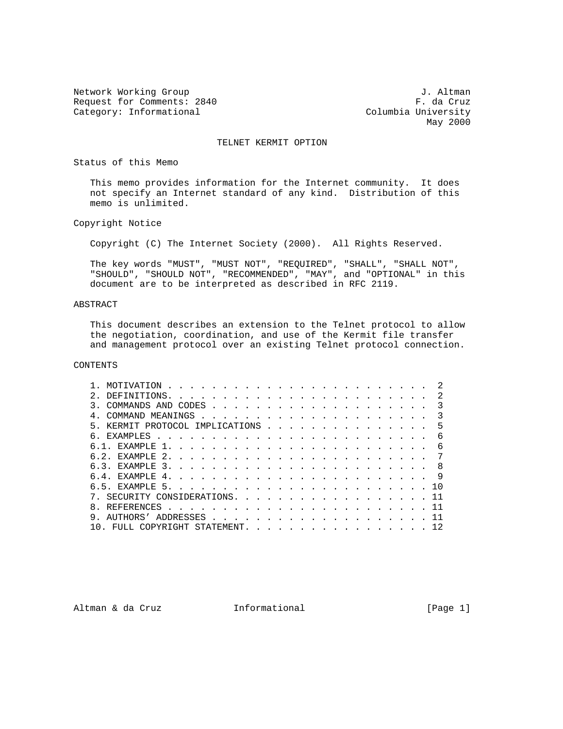Network Working Group J. Altman
Request for Comments: 2840 F. da Cruz
Category: Informational Columbia University
May 2000

# TELNET KERMIT OPTION

## Status of this Memo

This memo provides information for the Internet community. It does not specify an Internet standard of any kind. Distribution of this memo is unlimited.

## Copyright Notice

Copyright (C) The Internet Society (2000). All Rights Reserved.

The key words "MUST", "MUST NOT", "REQUIRED", "SHALL", "SHALL NOT", "SHOULD", "SHOULD NOT", "RECOMMENDED", "MAY", and "OPTIONAL" in this document are to be interpreted as described in RFC 2119.

## ABSTRACT

This document describes an extension to the Telnet protocol to allow the negotiation, coordination, and use of the Kermit file transfer and management protocol over an existing Telnet protocol connection.

## CONTENTS

```
1. MOTIVATION . . . . . . . . . . . . . . . . . . . . . . . .  2
2. DEFINITIONS. . . . . . . . . . . . . . . . . . . . . . . .  2
3. COMMANDS AND CODES . . . . . . . . . . . . . . . . . . . .  3
4. COMMAND MEANINGS . . . . . . . . . . . . . . . . . . . . .  3
5. KERMIT PROTOCOL IMPLICATIONS . . . . . . . . . . . . . . .  5
6. EXAMPLES . . . . . . . . . . . . . . . . . . . . . . . . .  6
6.1. EXAMPLE 1. . . . . . . . . . . . . . . . . . . . . . . .  6
6.2. EXAMPLE 2. . . . . . . . . . . . . . . . . . . . . . . .  7
6.3. EXAMPLE 3. . . . . . . . . . . . . . . . . . . . . . . .  8
6.4. EXAMPLE 4. . . . . . . . . . . . . . . . . . . . . . . .  9
6.5. EXAMPLE 5. . . . . . . . . . . . . . . . . . . . . . . . 10
7. SECURITY CONSIDERATIONS. . . . . . . . . . . . . . . . . . 11
8. REFERENCES . . . . . . . . . . . . . . . . . . . . . . . . 11
9. AUTHORS' ADDRESSES . . . . . . . . . . . . . . . . . . . . 11
10. FULL COPYRIGHT STATEMENT. . . . . . . . . . . . . . . . . 12
```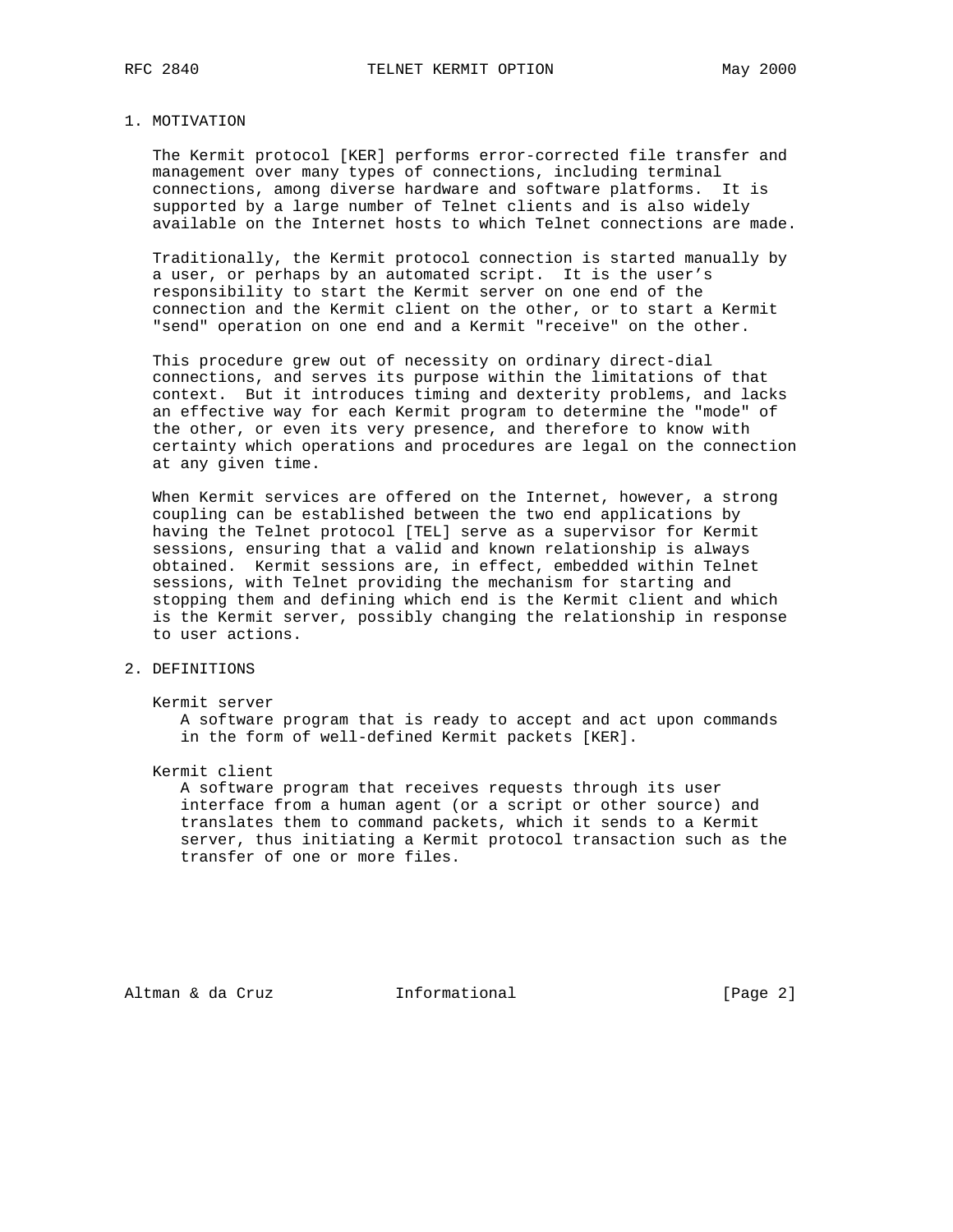## 1. MOTIVATION

The Kermit protocol [KER] performs error-corrected file transfer and management over many types of connections, including terminal connections, among diverse hardware and software platforms. It is supported by a large number of Telnet clients and is also widely available on the Internet hosts to which Telnet connections are made.

Traditionally, the Kermit protocol connection is started manually by a user, or perhaps by an automated script. It is the user's responsibility to start the Kermit server on one end of the connection and the Kermit client on the other, or to start a Kermit "send" operation on one end and a Kermit "receive" on the other.

This procedure grew out of necessity on ordinary direct-dial connections, and serves its purpose within the limitations of that context. But it introduces timing and dexterity problems, and lacks an effective way for each Kermit program to determine the "mode" of the other, or even its very presence, and therefore to know with certainty which operations and procedures are legal on the connection at any given time.

When Kermit services are offered on the Internet, however, a strong coupling can be established between the two end applications by having the Telnet protocol [TEL] serve as a supervisor for Kermit sessions, ensuring that a valid and known relationship is always obtained. Kermit sessions are, in effect, embedded within Telnet sessions, with Telnet providing the mechanism for starting and stopping them and defining which end is the Kermit client and which is the Kermit server, possibly changing the relationship in response to user actions.

## 2. DEFINITIONS

Kermit server
: A software program that is ready to accept and act upon commands in the form of well-defined Kermit packets [KER].

Kermit client
: A software program that receives requests through its user interface from a human agent (or a script or other source) and translates them to command packets, which it sends to a Kermit server, thus initiating a Kermit protocol transaction such as the transfer of one or more files.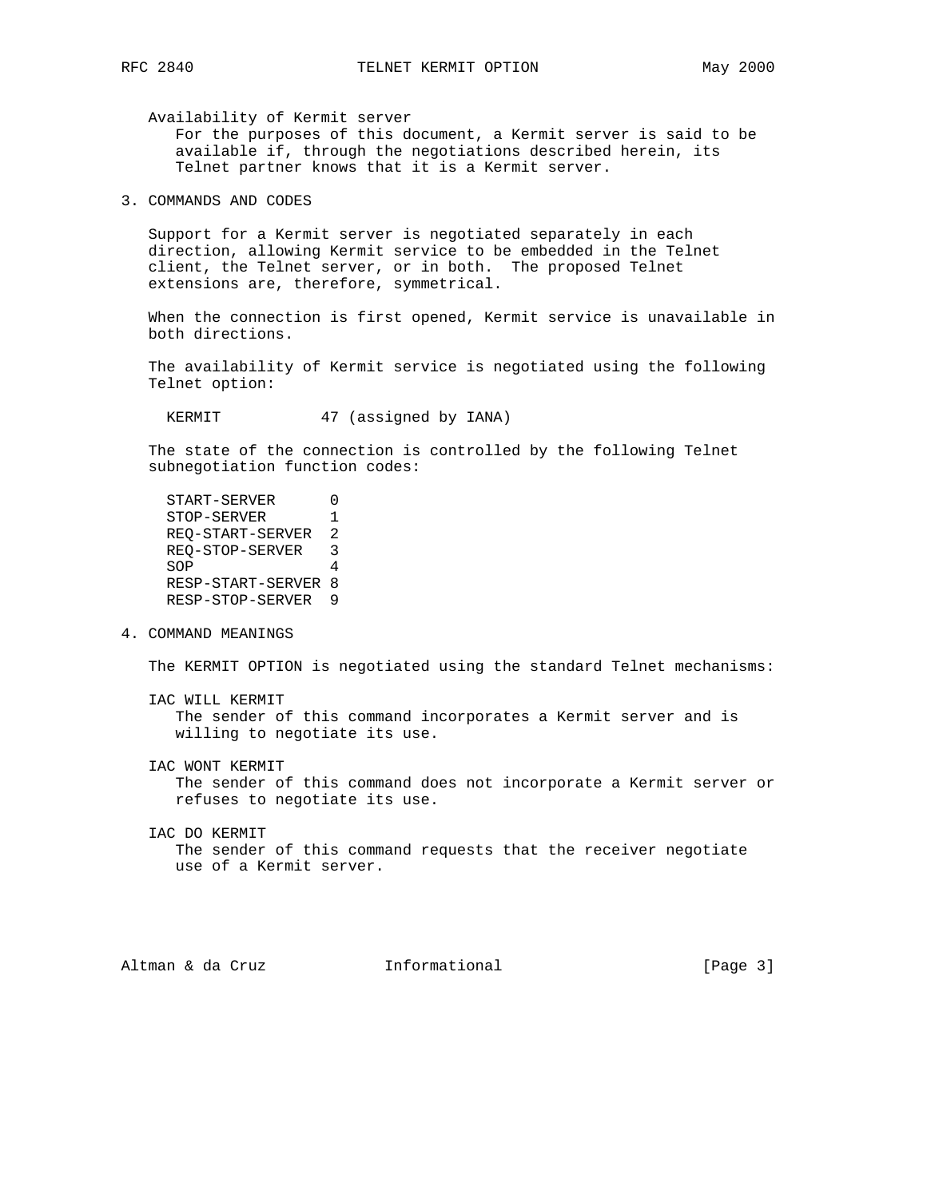Availability of Kermit server
For the purposes of this document, a Kermit server is said to be available if, through the negotiations described herein, its Telnet partner knows that it is a Kermit server.

## 3. COMMANDS AND CODES

Support for a Kermit server is negotiated separately in each direction, allowing Kermit service to be embedded in the Telnet client, the Telnet server, or in both. The proposed Telnet extensions are, therefore, symmetrical.

When the connection is first opened, Kermit service is unavailable in both directions.

The availability of Kermit service is negotiated using the following Telnet option:

```
KERMIT           47 (assigned by IANA)
```

The state of the connection is controlled by the following Telnet subnegotiation function codes:

```
START-SERVER      0
STOP-SERVER       1
REQ-START-SERVER  2
REQ-STOP-SERVER   3
SOP               4
RESP-START-SERVER 8
RESP-STOP-SERVER  9
```

## 4. COMMAND MEANINGS

The KERMIT OPTION is negotiated using the standard Telnet mechanisms:

IAC WILL KERMIT
The sender of this command incorporates a Kermit server and is willing to negotiate its use.

IAC WONT KERMIT
The sender of this command does not incorporate a Kermit server or refuses to negotiate its use.

IAC DO KERMIT
The sender of this command requests that the receiver negotiate use of a Kermit server.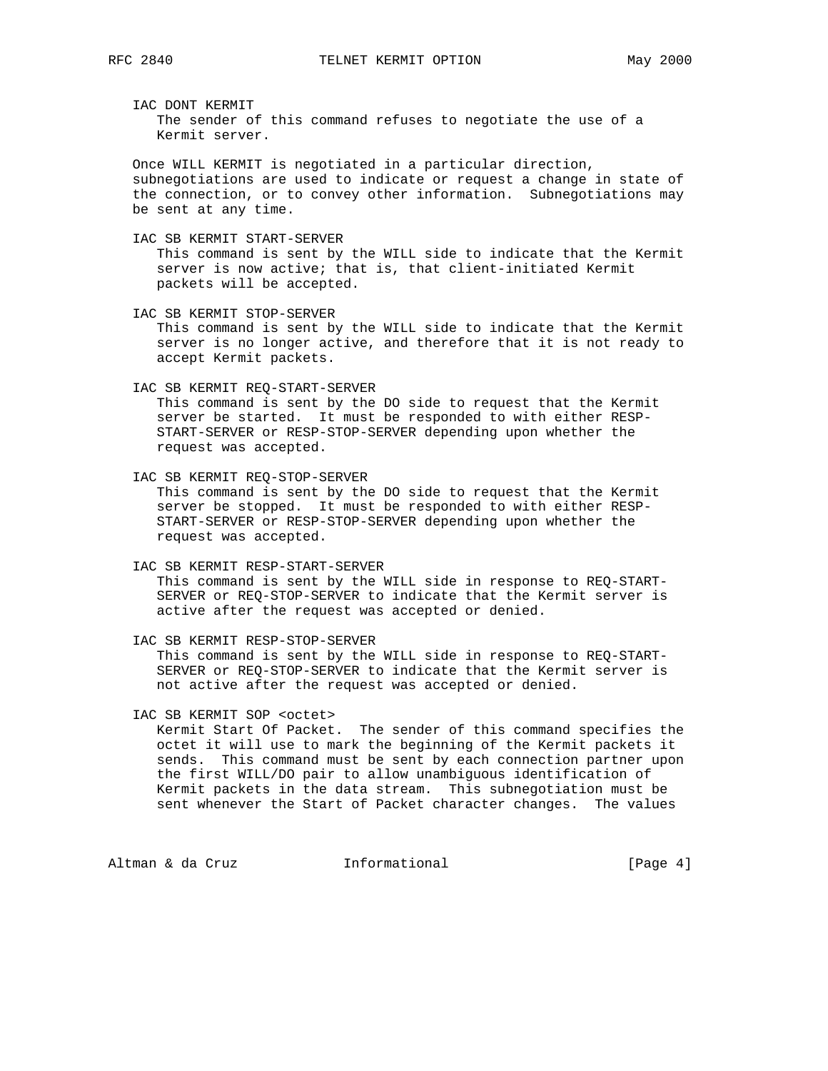IAC DONT KERMIT
The sender of this command refuses to negotiate the use of a Kermit server.

Once WILL KERMIT is negotiated in a particular direction, subnegotiations are used to indicate or request a change in state of the connection, or to convey other information. Subnegotiations may be sent at any time.

IAC SB KERMIT START-SERVER
This command is sent by the WILL side to indicate that the Kermit server is now active; that is, that client-initiated Kermit packets will be accepted.

IAC SB KERMIT STOP-SERVER
This command is sent by the WILL side to indicate that the Kermit server is no longer active, and therefore that it is not ready to accept Kermit packets.

IAC SB KERMIT REQ-START-SERVER
This command is sent by the DO side to request that the Kermit server be started. It must be responded to with either RESP-START-SERVER or RESP-STOP-SERVER depending upon whether the request was accepted.

IAC SB KERMIT REQ-STOP-SERVER
This command is sent by the DO side to request that the Kermit server be stopped. It must be responded to with either RESP-START-SERVER or RESP-STOP-SERVER depending upon whether the request was accepted.

IAC SB KERMIT RESP-START-SERVER
This command is sent by the WILL side in response to REQ-START-SERVER or REQ-STOP-SERVER to indicate that the Kermit server is active after the request was accepted or denied.

IAC SB KERMIT RESP-STOP-SERVER
This command is sent by the WILL side in response to REQ-START-SERVER or REQ-STOP-SERVER to indicate that the Kermit server is not active after the request was accepted or denied.

IAC SB KERMIT SOP <octet>
Kermit Start Of Packet. The sender of this command specifies the octet it will use to mark the beginning of the Kermit packets it sends. This command must be sent by each connection partner upon the first WILL/DO pair to allow unambiguous identification of Kermit packets in the data stream. This subnegotiation must be sent whenever the Start of Packet character changes. The values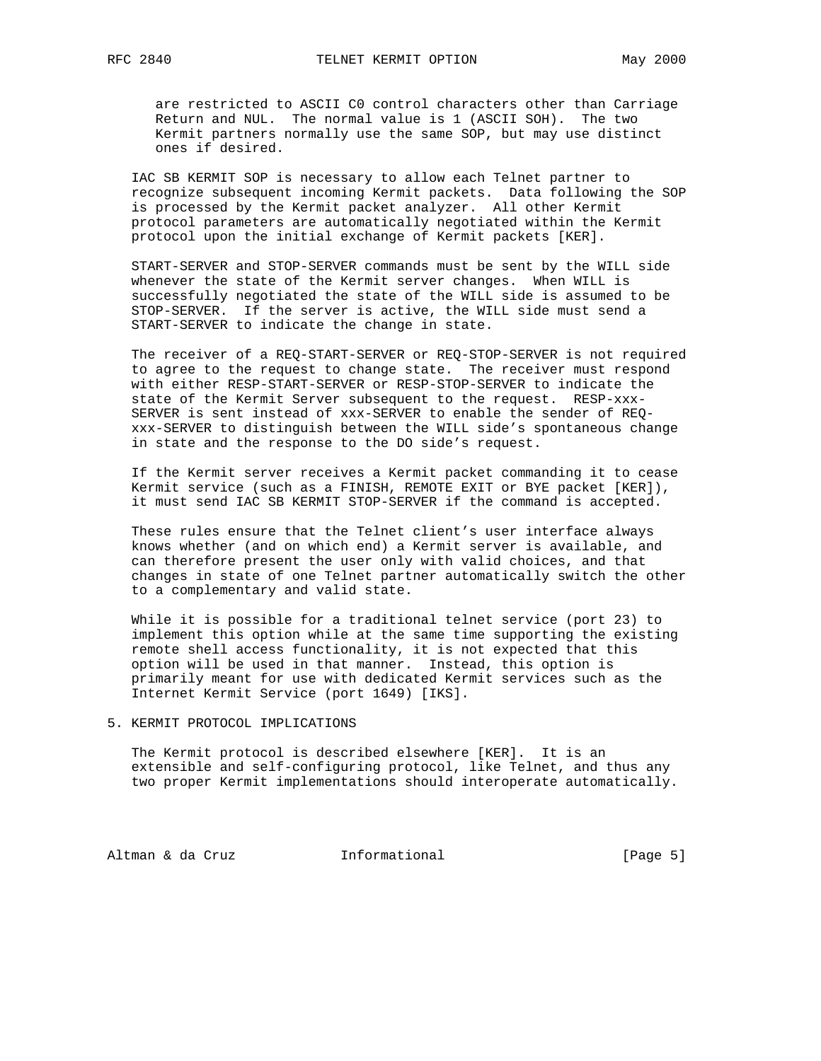are restricted to ASCII C0 control characters other than Carriage Return and NUL. The normal value is 1 (ASCII SOH). The two Kermit partners normally use the same SOP, but may use distinct ones if desired.

IAC SB KERMIT SOP is necessary to allow each Telnet partner to recognize subsequent incoming Kermit packets. Data following the SOP is processed by the Kermit packet analyzer. All other Kermit protocol parameters are automatically negotiated within the Kermit protocol upon the initial exchange of Kermit packets [KER].

START-SERVER and STOP-SERVER commands must be sent by the WILL side whenever the state of the Kermit server changes. When WILL is successfully negotiated the state of the WILL side is assumed to be STOP-SERVER. If the server is active, the WILL side must send a START-SERVER to indicate the change in state.

The receiver of a REQ-START-SERVER or REQ-STOP-SERVER is not required to agree to the request to change state. The receiver must respond with either RESP-START-SERVER or RESP-STOP-SERVER to indicate the state of the Kermit Server subsequent to the request. RESP-xxx-SERVER is sent instead of xxx-SERVER to enable the sender of REQ-xxx-SERVER to distinguish between the WILL side's spontaneous change in state and the response to the DO side's request.

If the Kermit server receives a Kermit packet commanding it to cease Kermit service (such as a FINISH, REMOTE EXIT or BYE packet [KER]), it must send IAC SB KERMIT STOP-SERVER if the command is accepted.

These rules ensure that the Telnet client's user interface always knows whether (and on which end) a Kermit server is available, and can therefore present the user only with valid choices, and that changes in state of one Telnet partner automatically switch the other to a complementary and valid state.

While it is possible for a traditional telnet service (port 23) to implement this option while at the same time supporting the existing remote shell access functionality, it is not expected that this option will be used in that manner. Instead, this option is primarily meant for use with dedicated Kermit services such as the Internet Kermit Service (port 1649) [IKS].

## 5. KERMIT PROTOCOL IMPLICATIONS

The Kermit protocol is described elsewhere [KER]. It is an extensible and self-configuring protocol, like Telnet, and thus any two proper Kermit implementations should interoperate automatically.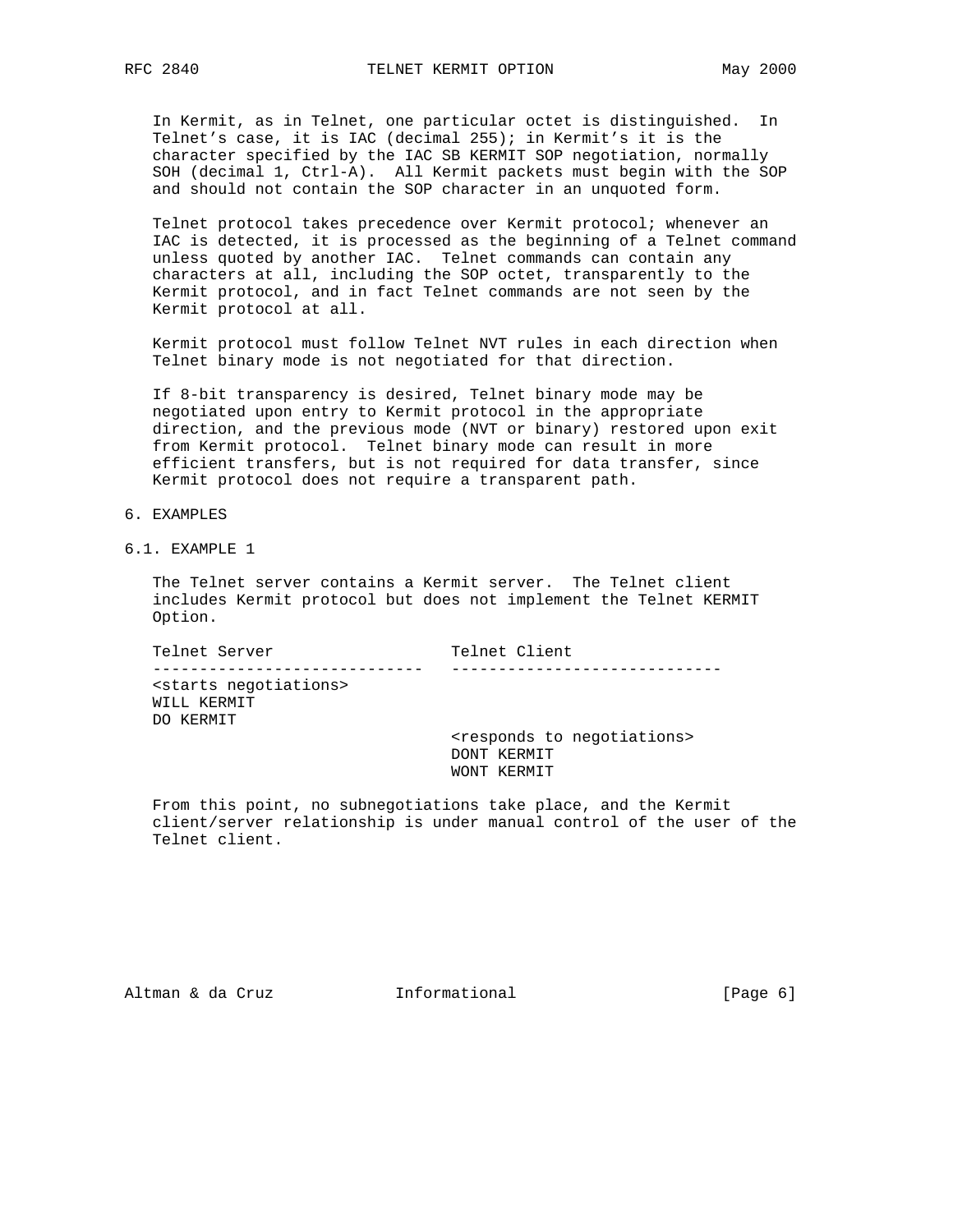In Kermit, as in Telnet, one particular octet is distinguished. In Telnet's case, it is IAC (decimal 255); in Kermit's it is the character specified by the IAC SB KERMIT SOP negotiation, normally SOH (decimal 1, Ctrl-A). All Kermit packets must begin with the SOP and should not contain the SOP character in an unquoted form.

Telnet protocol takes precedence over Kermit protocol; whenever an IAC is detected, it is processed as the beginning of a Telnet command unless quoted by another IAC. Telnet commands can contain any characters at all, including the SOP octet, transparently to the Kermit protocol, and in fact Telnet commands are not seen by the Kermit protocol at all.

Kermit protocol must follow Telnet NVT rules in each direction when Telnet binary mode is not negotiated for that direction.

If 8-bit transparency is desired, Telnet binary mode may be negotiated upon entry to Kermit protocol in the appropriate direction, and the previous mode (NVT or binary) restored upon exit from Kermit protocol. Telnet binary mode can result in more efficient transfers, but is not required for data transfer, since Kermit protocol does not require a transparent path.

## 6. EXAMPLES

### 6.1. EXAMPLE 1

The Telnet server contains a Kermit server. The Telnet client includes Kermit protocol but does not implement the Telnet KERMIT Option.

```
Telnet Server                    Telnet Client
-----------------------------    -----------------------------
<starts negotiations>
WILL KERMIT
DO KERMIT
                                 <responds to negotiations>
                                 DONT KERMIT
                                 WONT KERMIT
```

From this point, no subnegotiations take place, and the Kermit client/server relationship is under manual control of the user of the Telnet client.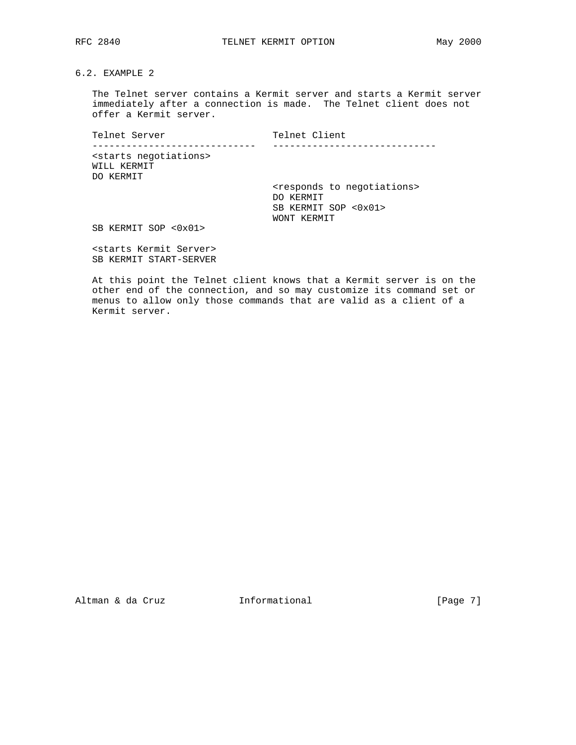### 6.2. EXAMPLE 2

The Telnet server contains a Kermit server and starts a Kermit server immediately after a connection is made. The Telnet client does not offer a Kermit server.

```
Telnet Server                   Telnet Client
-----------------------------   -----------------------------
<starts negotiations>
WILL KERMIT
DO KERMIT
                                <responds to negotiations>
                                DO KERMIT
                                SB KERMIT SOP <0x01>
                                WONT KERMIT
SB KERMIT SOP <0x01>

<starts Kermit Server>
SB KERMIT START-SERVER
```

At this point the Telnet client knows that a Kermit server is on the other end of the connection, and so may customize its command set or menus to allow only those commands that are valid as a client of a Kermit server.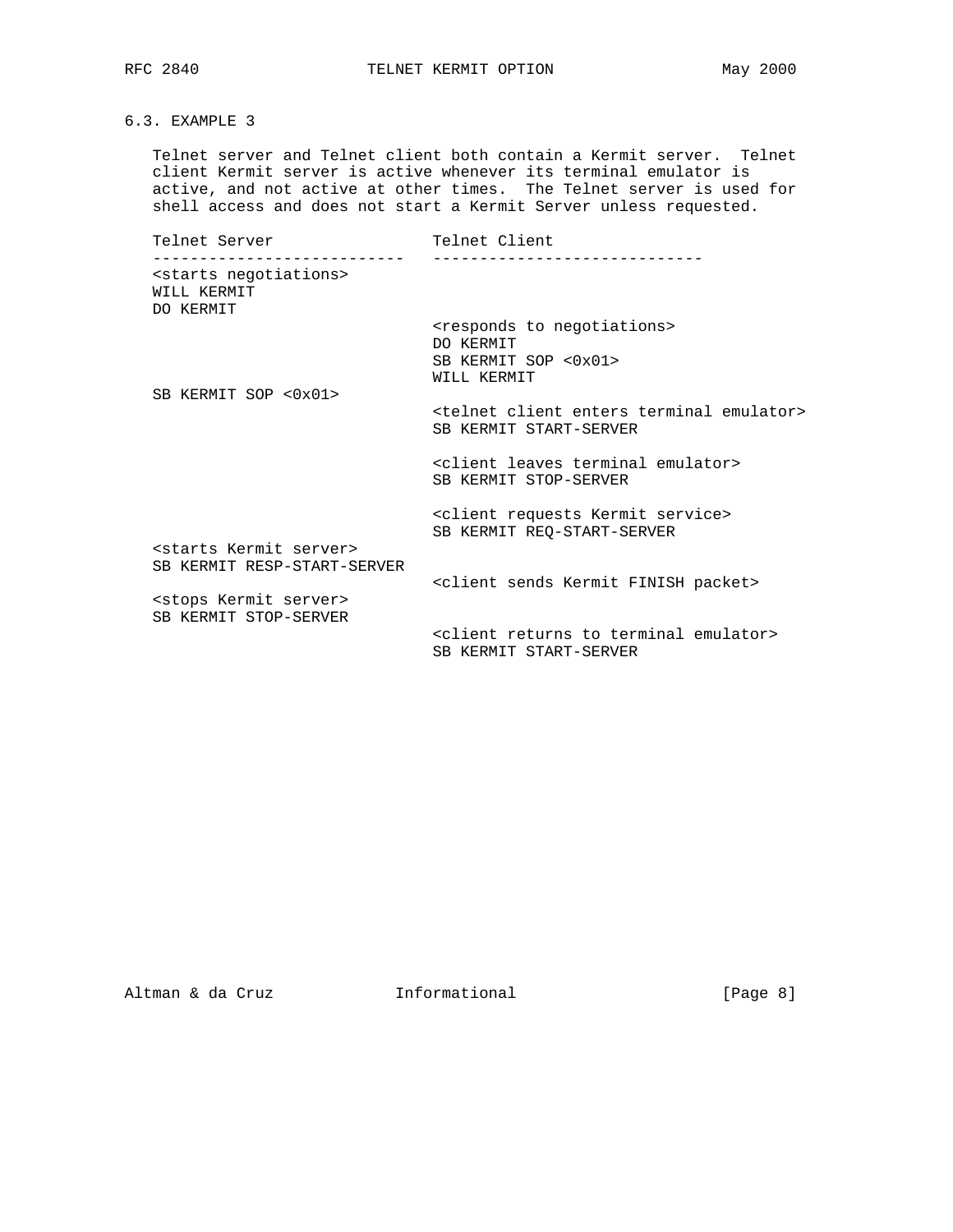### 6.3. EXAMPLE 3

Telnet server and Telnet client both contain a Kermit server. Telnet client Kermit server is active whenever its terminal emulator is active, and not active at other times. The Telnet server is used for shell access and does not start a Kermit Server unless requested.

```
Telnet Server                 Telnet Client
---------------------------   ----------------------------
<starts negotiations>
WILL KERMIT
DO KERMIT
                              <responds to negotiations>
                              DO KERMIT
                              SB KERMIT SOP <0x01>
                              WILL KERMIT
SB KERMIT SOP <0x01>
                              <telnet client enters terminal emulator>
                              SB KERMIT START-SERVER

                              <client leaves terminal emulator>
                              SB KERMIT STOP-SERVER

                              <client requests Kermit service>
                              SB KERMIT REQ-START-SERVER
<starts Kermit server>
SB KERMIT RESP-START-SERVER
                              <client sends Kermit FINISH packet>
<stops Kermit server>
SB KERMIT STOP-SERVER
                              <client returns to terminal emulator>
                              SB KERMIT START-SERVER
```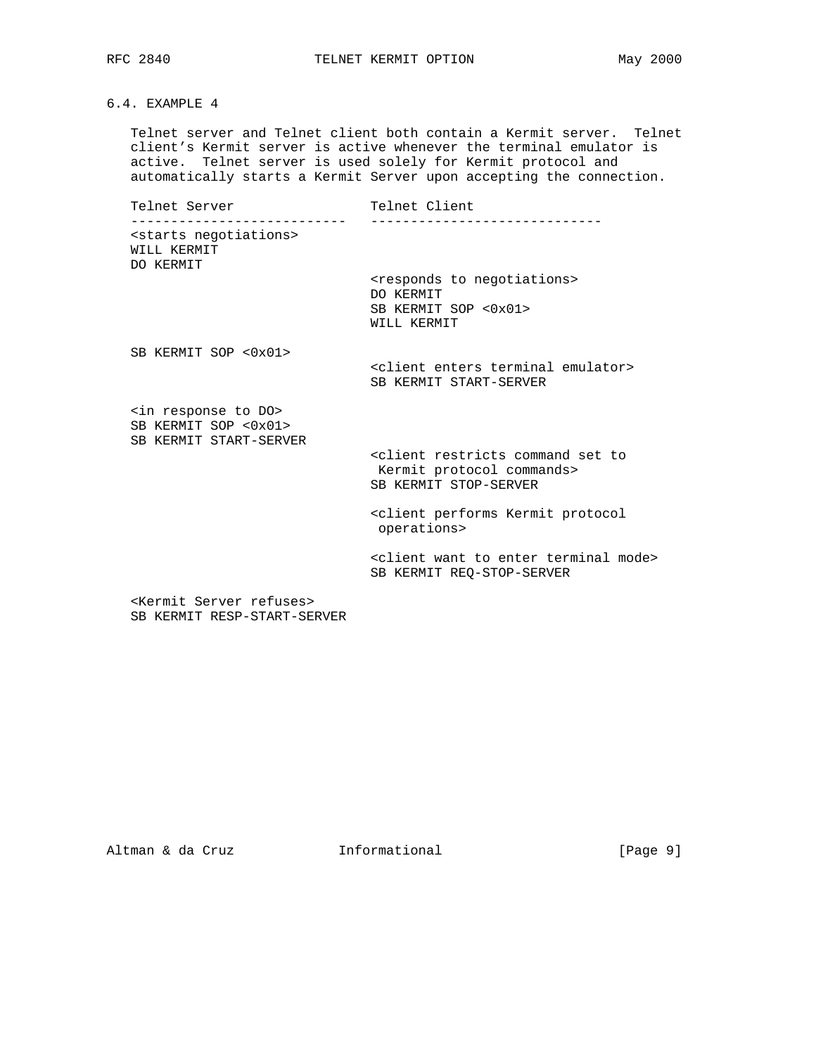## 6.4. EXAMPLE 4

Telnet server and Telnet client both contain a Kermit server. Telnet client's Kermit server is active whenever the terminal emulator is active. Telnet server is used solely for Kermit protocol and automatically starts a Kermit Server upon accepting the connection.

```
Telnet Server                 Telnet Client
---------------------------   ----------------------------
<starts negotiations>
WILL KERMIT
DO KERMIT
                              <responds to negotiations>
                              DO KERMIT
                              SB KERMIT SOP <0x01>
                              WILL KERMIT

SB KERMIT SOP <0x01>
                              <client enters terminal emulator>
                              SB KERMIT START-SERVER

<in response to DO>
SB KERMIT SOP <0x01>
SB KERMIT START-SERVER
                              <client restricts command set to
                               Kermit protocol commands>
                              SB KERMIT STOP-SERVER

                              <client performs Kermit protocol
                               operations>

                              <client want to enter terminal mode>
                              SB KERMIT REQ-STOP-SERVER

<Kermit Server refuses>
SB KERMIT RESP-START-SERVER
```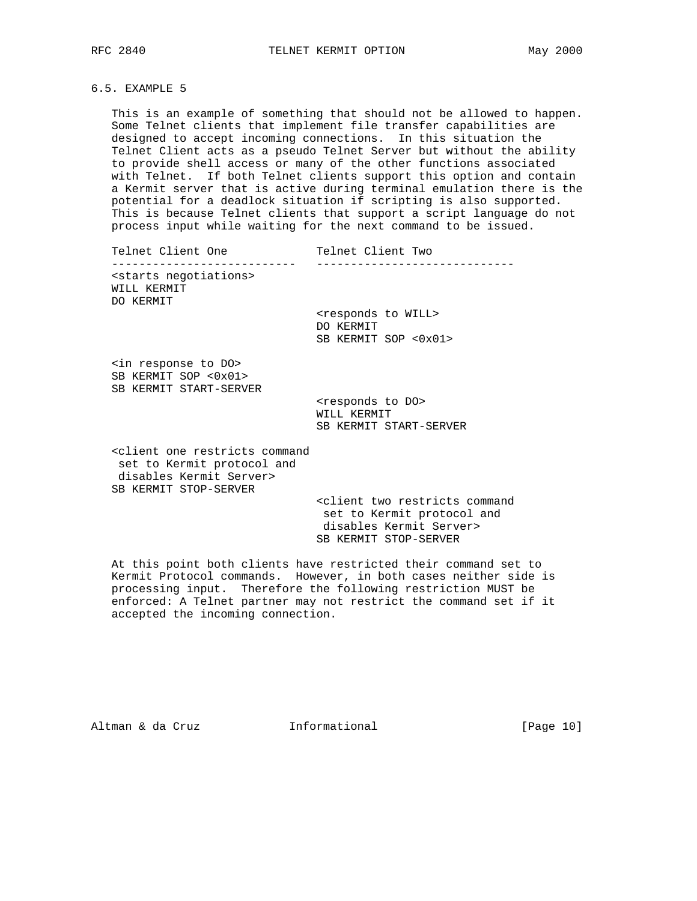### 6.5. EXAMPLE 5

This is an example of something that should not be allowed to happen. Some Telnet clients that implement file transfer capabilities are designed to accept incoming connections. In this situation the Telnet Client acts as a pseudo Telnet Server but without the ability to provide shell access or many of the other functions associated with Telnet. If both Telnet clients support this option and contain a Kermit server that is active during terminal emulation there is the potential for a deadlock situation if scripting is also supported. This is because Telnet clients that support a script language do not process input while waiting for the next command to be issued.

```
Telnet Client One             Telnet Client Two
--------------------------   ----------------------------
<starts negotiations>
WILL KERMIT
DO KERMIT
                              <responds to WILL>
                              DO KERMIT
                              SB KERMIT SOP <0x01>

<in response to DO>
SB KERMIT SOP <0x01>
SB KERMIT START-SERVER
                              <responds to DO>
                              WILL KERMIT
                              SB KERMIT START-SERVER

<client one restricts command
 set to Kermit protocol and
 disables Kermit Server>
SB KERMIT STOP-SERVER
                              <client two restricts command
                               set to Kermit protocol and
                               disables Kermit Server>
                              SB KERMIT STOP-SERVER
```

At this point both clients have restricted their command set to Kermit Protocol commands. However, in both cases neither side is processing input. Therefore the following restriction MUST be enforced: A Telnet partner may not restrict the command set if it accepted the incoming connection.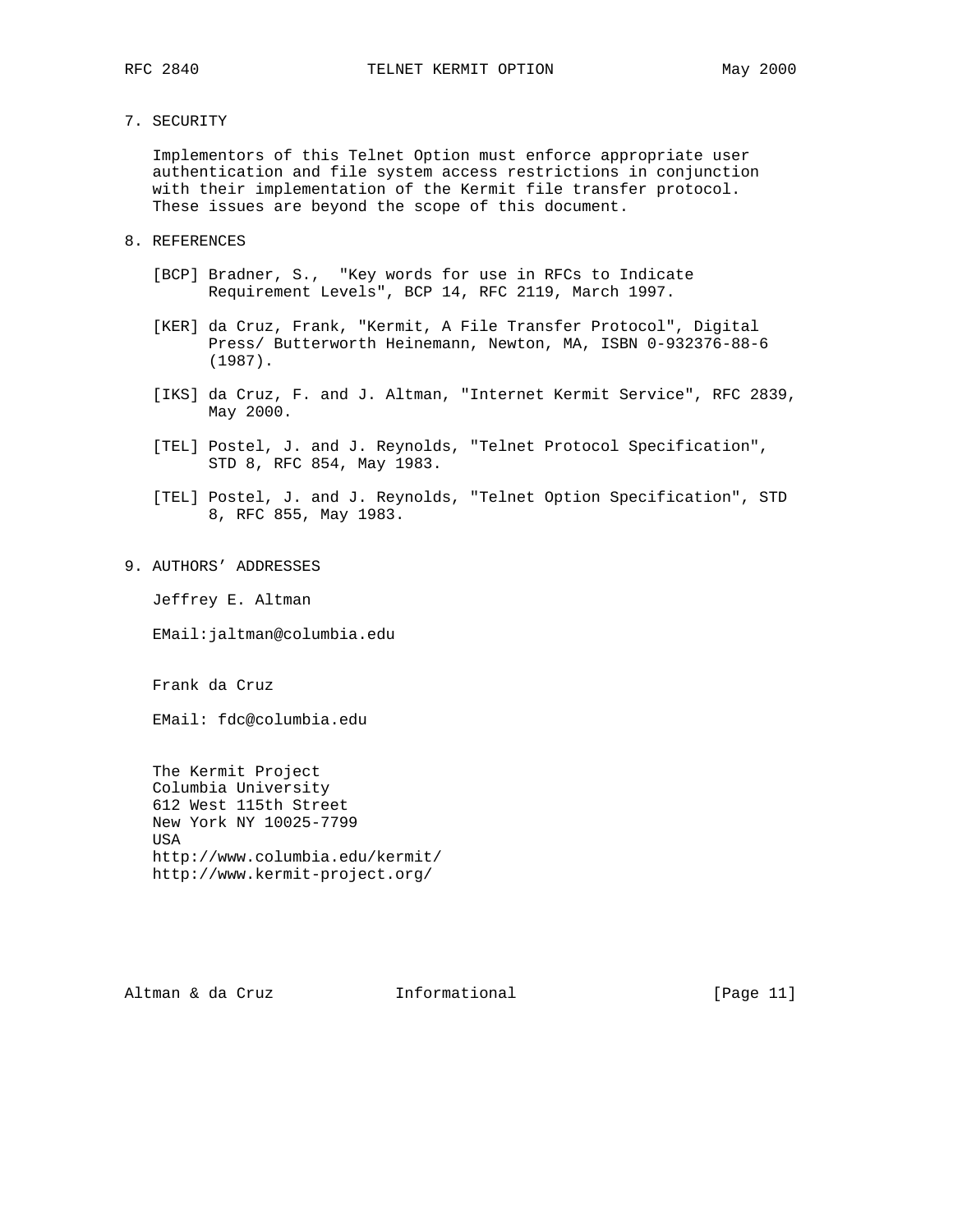## 7. SECURITY

Implementors of this Telnet Option must enforce appropriate user authentication and file system access restrictions in conjunction with their implementation of the Kermit file transfer protocol. These issues are beyond the scope of this document.

## 8. REFERENCES

[BCP] Bradner, S., "Key words for use in RFCs to Indicate Requirement Levels", BCP 14, RFC 2119, March 1997.

[KER] da Cruz, Frank, "Kermit, A File Transfer Protocol", Digital Press/ Butterworth Heinemann, Newton, MA, ISBN 0-932376-88-6 (1987).

[IKS] da Cruz, F. and J. Altman, "Internet Kermit Service", RFC 2839, May 2000.

[TEL] Postel, J. and J. Reynolds, "Telnet Protocol Specification", STD 8, RFC 854, May 1983.

[TEL] Postel, J. and J. Reynolds, "Telnet Option Specification", STD 8, RFC 855, May 1983.

## 9. AUTHORS' ADDRESSES

Jeffrey E. Altman

EMail:jaltman@columbia.edu

Frank da Cruz

EMail: fdc@columbia.edu

The Kermit Project
Columbia University
612 West 115th Street
New York NY 10025-7799
USA
http://www.columbia.edu/kermit/
http://www.kermit-project.org/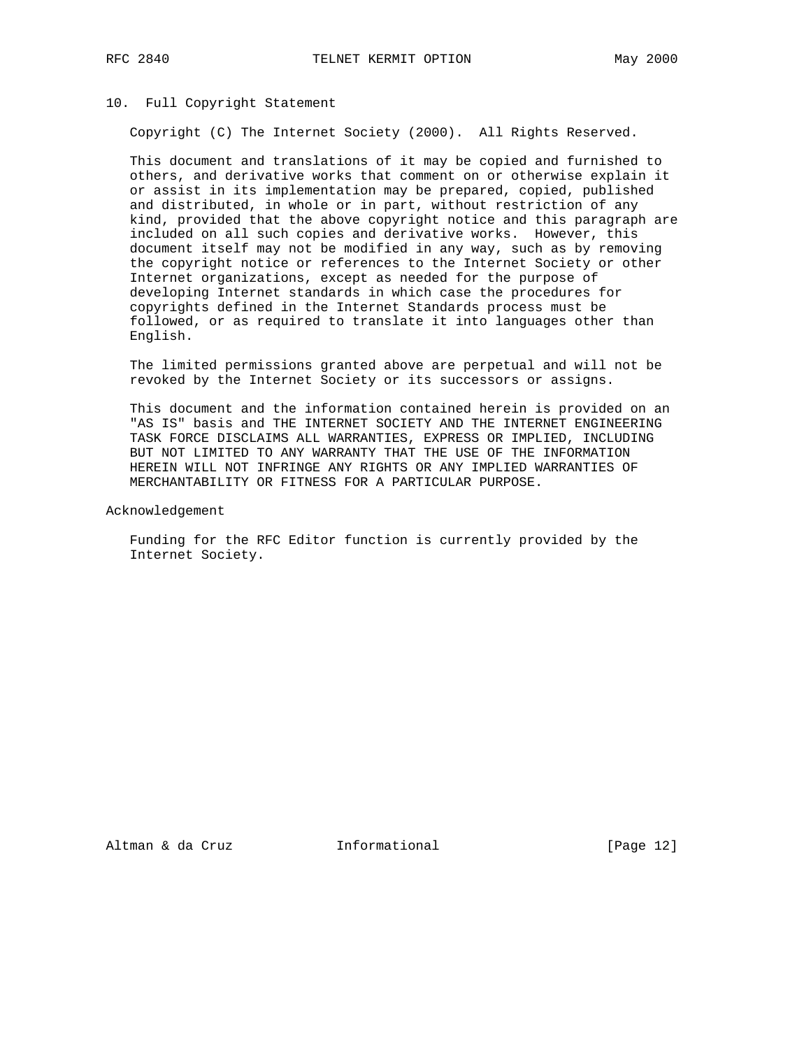## 10. Full Copyright Statement

Copyright (C) The Internet Society (2000). All Rights Reserved.

This document and translations of it may be copied and furnished to others, and derivative works that comment on or otherwise explain it or assist in its implementation may be prepared, copied, published and distributed, in whole or in part, without restriction of any kind, provided that the above copyright notice and this paragraph are included on all such copies and derivative works. However, this document itself may not be modified in any way, such as by removing the copyright notice or references to the Internet Society or other Internet organizations, except as needed for the purpose of developing Internet standards in which case the procedures for copyrights defined in the Internet Standards process must be followed, or as required to translate it into languages other than English.

The limited permissions granted above are perpetual and will not be revoked by the Internet Society or its successors or assigns.

This document and the information contained herein is provided on an "AS IS" basis and THE INTERNET SOCIETY AND THE INTERNET ENGINEERING TASK FORCE DISCLAIMS ALL WARRANTIES, EXPRESS OR IMPLIED, INCLUDING BUT NOT LIMITED TO ANY WARRANTY THAT THE USE OF THE INFORMATION HEREIN WILL NOT INFRINGE ANY RIGHTS OR ANY IMPLIED WARRANTIES OF MERCHANTABILITY OR FITNESS FOR A PARTICULAR PURPOSE.

## Acknowledgement

Funding for the RFC Editor function is currently provided by the Internet Society.